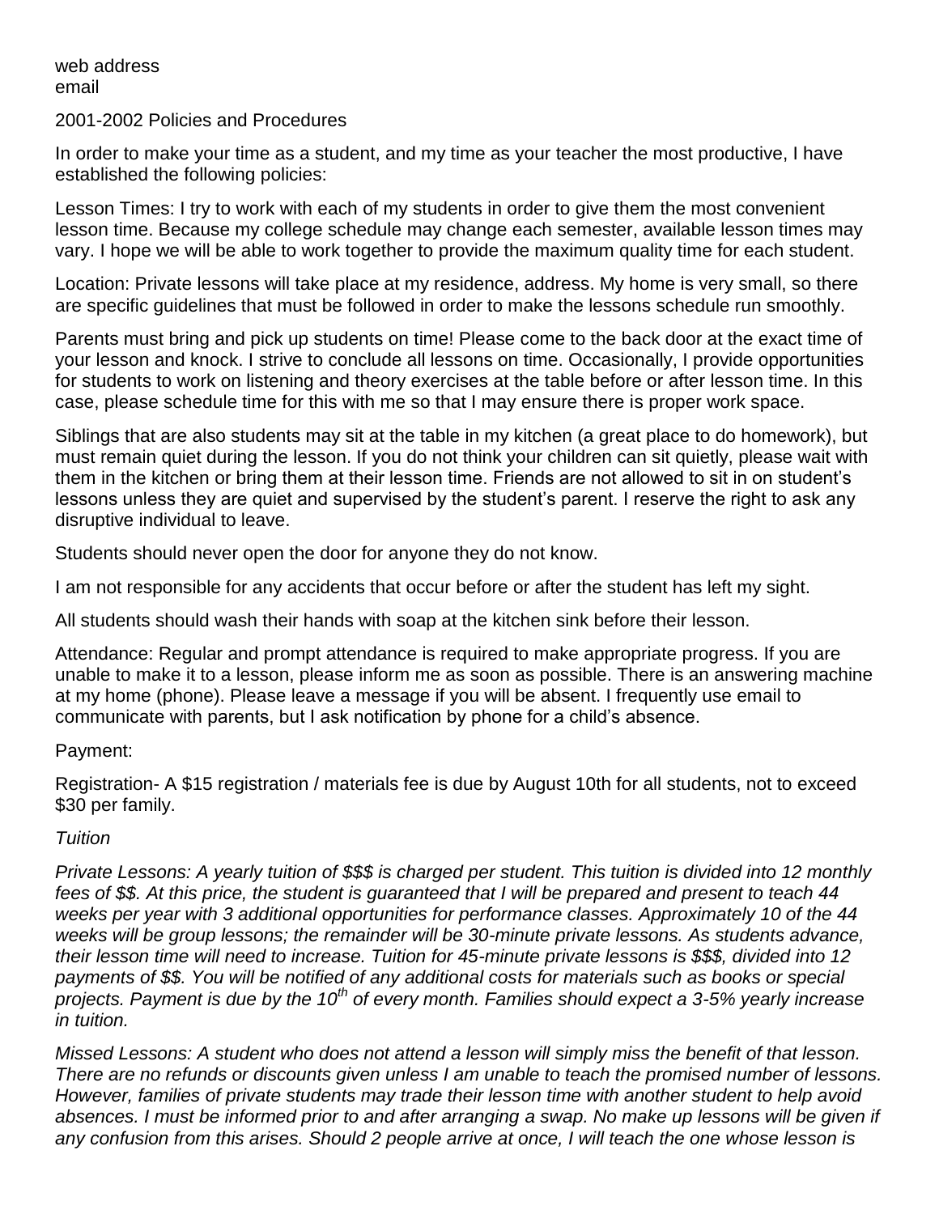web address
email

2001-2002 Policies and Procedures

In order to make your time as a student, and my time as your teacher the most productive, I have established the following policies:

Lesson Times: I try to work with each of my students in order to give them the most convenient lesson time. Because my college schedule may change each semester, available lesson times may vary. I hope we will be able to work together to provide the maximum quality time for each student.

Location: Private lessons will take place at my residence, address. My home is very small, so there are specific guidelines that must be followed in order to make the lessons schedule run smoothly.

Parents must bring and pick up students on time! Please come to the back door at the exact time of your lesson and knock. I strive to conclude all lessons on time. Occasionally, I provide opportunities for students to work on listening and theory exercises at the table before or after lesson time. In this case, please schedule time for this with me so that I may ensure there is proper work space.

Siblings that are also students may sit at the table in my kitchen (a great place to do homework), but must remain quiet during the lesson. If you do not think your children can sit quietly, please wait with them in the kitchen or bring them at their lesson time. Friends are not allowed to sit in on student's lessons unless they are quiet and supervised by the student's parent. I reserve the right to ask any disruptive individual to leave.

Students should never open the door for anyone they do not know.

I am not responsible for any accidents that occur before or after the student has left my sight.

All students should wash their hands with soap at the kitchen sink before their lesson.

Attendance: Regular and prompt attendance is required to make appropriate progress. If you are unable to make it to a lesson, please inform me as soon as possible. There is an answering machine at my home (phone). Please leave a message if you will be absent. I frequently use email to communicate with parents, but I ask notification by phone for a child's absence.

Payment:

Registration- A $15 registration / materials fee is due by August 10th for all students, not to exceed $30 per family.

*Tuition*

*Private Lessons: A yearly tuition of $$$ is charged per student. This tuition is divided into 12 monthly fees of $$. At this price, the student is guaranteed that I will be prepared and present to teach 44 weeks per year with 3 additional opportunities for performance classes. Approximately 10 of the 44 weeks will be group lessons; the remainder will be 30-minute private lessons. As students advance, their lesson time will need to increase. Tuition for 45-minute private lessons is $$$, divided into 12 payments of $$. You will be notified of any additional costs for materials such as books or special projects. Payment is due by the 10th of every month. Families should expect a 3-5% yearly increase in tuition.*

*Missed Lessons: A student who does not attend a lesson will simply miss the benefit of that lesson. There are no refunds or discounts given unless I am unable to teach the promised number of lessons. However, families of private students may trade their lesson time with another student to help avoid absences. I must be informed prior to and after arranging a swap. No make up lessons will be given if any confusion from this arises. Should 2 people arrive at once, I will teach the one whose lesson is*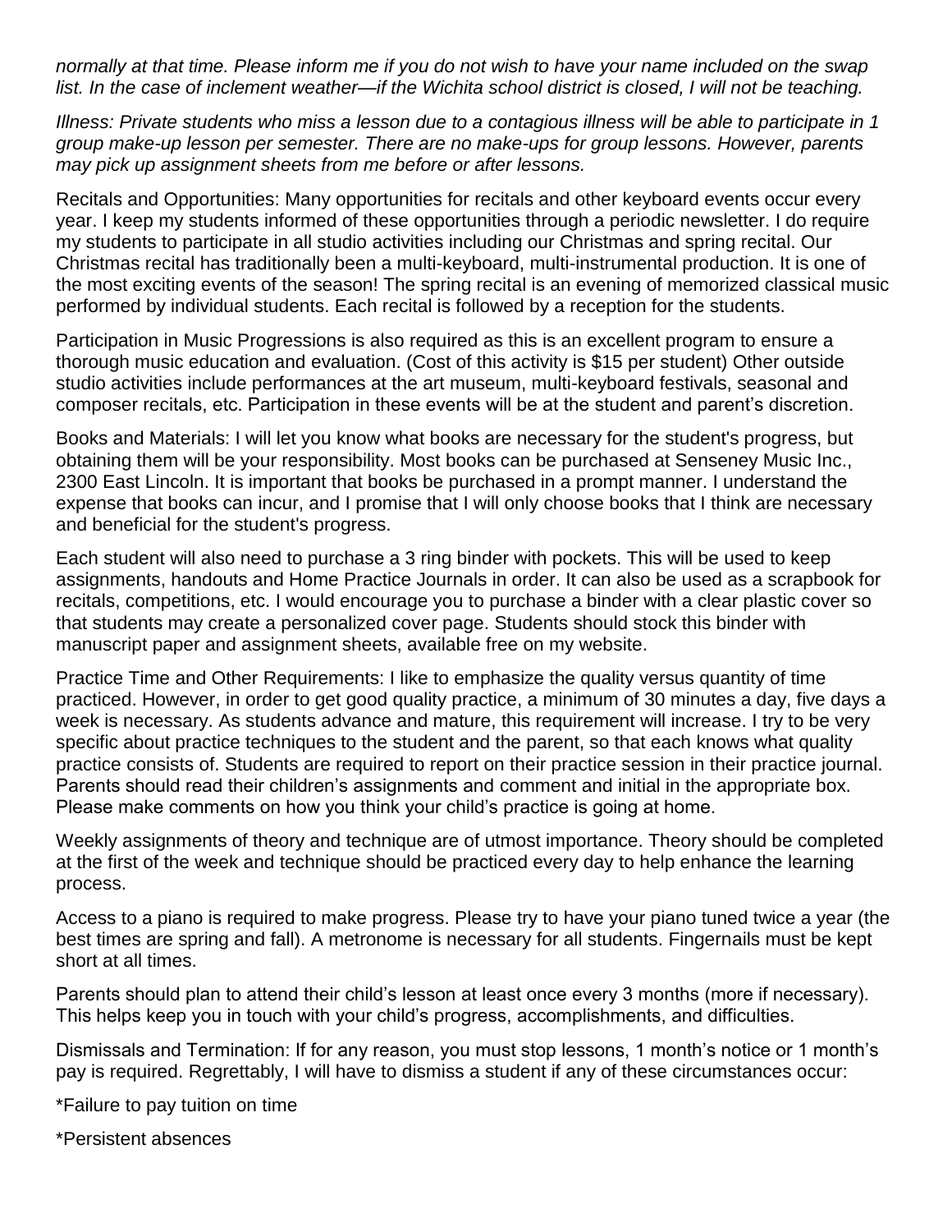*normally at that time. Please inform me if you do not wish to have your name included on the swap list. In the case of inclement weather—if the Wichita school district is closed, I will not be teaching.*

*Illness: Private students who miss a lesson due to a contagious illness will be able to participate in 1 group make-up lesson per semester. There are no make-ups for group lessons. However, parents may pick up assignment sheets from me before or after lessons.*

Recitals and Opportunities: Many opportunities for recitals and other keyboard events occur every year. I keep my students informed of these opportunities through a periodic newsletter. I do require my students to participate in all studio activities including our Christmas and spring recital. Our Christmas recital has traditionally been a multi-keyboard, multi-instrumental production. It is one of the most exciting events of the season! The spring recital is an evening of memorized classical music performed by individual students. Each recital is followed by a reception for the students.

Participation in Music Progressions is also required as this is an excellent program to ensure a thorough music education and evaluation. (Cost of this activity is $15 per student) Other outside studio activities include performances at the art museum, multi-keyboard festivals, seasonal and composer recitals, etc. Participation in these events will be at the student and parent's discretion.

Books and Materials: I will let you know what books are necessary for the student's progress, but obtaining them will be your responsibility. Most books can be purchased at Senseney Music Inc., 2300 East Lincoln. It is important that books be purchased in a prompt manner. I understand the expense that books can incur, and I promise that I will only choose books that I think are necessary and beneficial for the student's progress.

Each student will also need to purchase a 3 ring binder with pockets. This will be used to keep assignments, handouts and Home Practice Journals in order. It can also be used as a scrapbook for recitals, competitions, etc. I would encourage you to purchase a binder with a clear plastic cover so that students may create a personalized cover page. Students should stock this binder with manuscript paper and assignment sheets, available free on my website.

Practice Time and Other Requirements: I like to emphasize the quality versus quantity of time practiced. However, in order to get good quality practice, a minimum of 30 minutes a day, five days a week is necessary. As students advance and mature, this requirement will increase. I try to be very specific about practice techniques to the student and the parent, so that each knows what quality practice consists of. Students are required to report on their practice session in their practice journal. Parents should read their children's assignments and comment and initial in the appropriate box. Please make comments on how you think your child's practice is going at home.

Weekly assignments of theory and technique are of utmost importance. Theory should be completed at the first of the week and technique should be practiced every day to help enhance the learning process.

Access to a piano is required to make progress. Please try to have your piano tuned twice a year (the best times are spring and fall). A metronome is necessary for all students. Fingernails must be kept short at all times.

Parents should plan to attend their child's lesson at least once every 3 months (more if necessary). This helps keep you in touch with your child's progress, accomplishments, and difficulties.

Dismissals and Termination: If for any reason, you must stop lessons, 1 month's notice or 1 month's pay is required. Regrettably, I will have to dismiss a student if any of these circumstances occur:

*Failure to pay tuition on time

*Persistent absences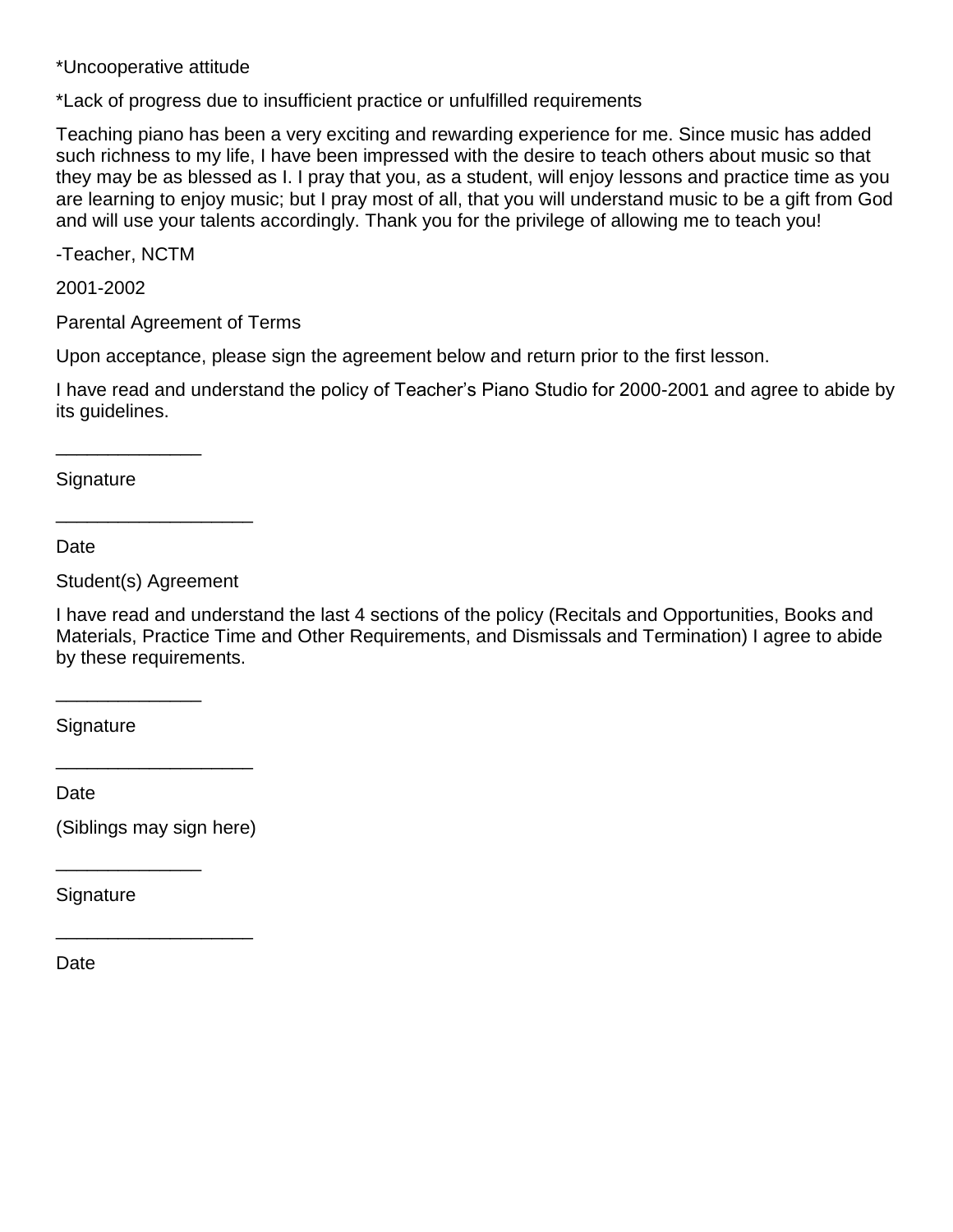*Uncooperative attitude

*Lack of progress due to insufficient practice or unfulfilled requirements

Teaching piano has been a very exciting and rewarding experience for me. Since music has added such richness to my life, I have been impressed with the desire to teach others about music so that they may be as blessed as I. I pray that you, as a student, will enjoy lessons and practice time as you are learning to enjoy music; but I pray most of all, that you will understand music to be a gift from God and will use your talents accordingly. Thank you for the privilege of allowing me to teach you!

-Teacher, NCTM

2001-2002

Parental Agreement of Terms

Upon acceptance, please sign the agreement below and return prior to the first lesson.

I have read and understand the policy of Teacher's Piano Studio for 2000-2001 and agree to abide by its guidelines.

______________

Signature

___________________

Date

Student(s) Agreement

I have read and understand the last 4 sections of the policy (Recitals and Opportunities, Books and Materials, Practice Time and Other Requirements, and Dismissals and Termination) I agree to abide by these requirements.

______________

Signature

___________________

Date

(Siblings may sign here)

______________

Signature

___________________

Date